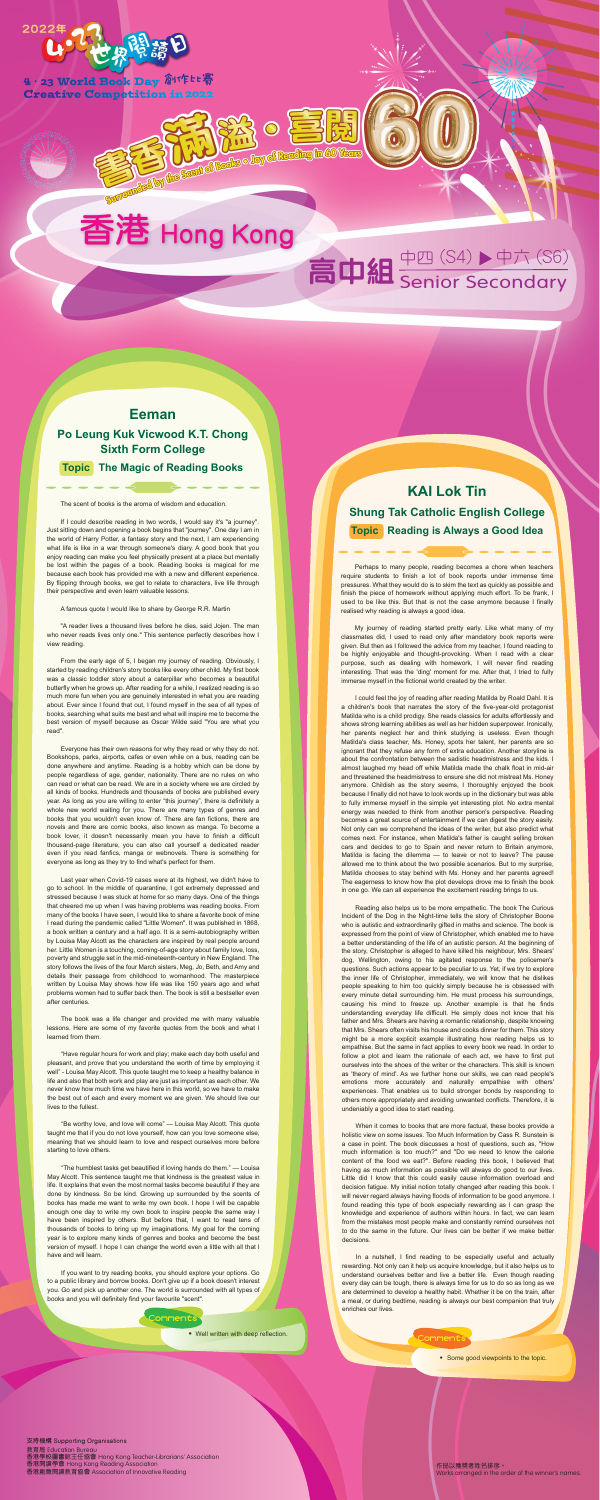2022年 4·23世界閱讀日

4·23 World Book Day 創作比賽
Creative Competition in 2022

書香滿溢·喜閱60

Surrounded by the Scent of Books · Joy of Reading in 60 Years

# 香港 Hong Kong

## 高中組 中四 (S4) ▶ 中六 (S6) Senior Secondary

## Eeman

### Po Leung Kuk Vicwood K.T. Chong Sixth Form College

**Topic The Magic of Reading Books**

The scent of books is the aroma of wisdom and education.

If I could describe reading in two words, I would say it's "a journey". Just sitting down and opening a book begins that "journey". One day I am in the world of Harry Potter, a fantasy story and the next, I am experiencing what life is like in a war through someone's diary. A good book that you enjoy reading can make you feel physically present at a place but mentally be lost within the pages of a book. Reading books is magical for me because each book has provided me with a new and different experience. By flipping through books, we get to relate to characters, live life through their perspective and even learn valuable lessons.

A famous quote I would like to share by George R.R. Martin

"A reader lives a thousand lives before he dies, said Jojen. The man who never reads lives only one." This sentence perfectly describes how I view reading.

From the early age of 5, I began my journey of reading. Obviously, I started by reading children's story books like every other child. My first book was a classic toddler story about a caterpillar who becomes a beautiful butterfly when he grows up. After reading for a while, I realized reading is so much more fun when you are genuinely interested in what you are reading about. Ever since I found that out, I found myself in the sea of all types of books, searching what suits me best and what will inspire me to become the best version of myself because as Oscar Wilde said "You are what you read".

Everyone has their own reasons for why they read or why they do not. Bookshops, parks, airports, cafes or even while on a bus, reading can be done anywhere and anytime. Reading is a hobby which can be done by people regardless of age, gender, nationality. There are no rules on who can read or what can be read. We are in a society where we are circled by all kinds of books. Hundreds and thousands of books are published every year. As long as you are willing to enter "this journey", there is definitely a whole new world waiting for you. There are many types of genres and books that you wouldn't even know of. There are fan fictions, there are novels and there are comic books, also known as manga. To become a book lover, it doesn't necessarily mean you have to finish a difficult thousand-page literature, you can also call yourself a dedicated reader even if you read fanfics, manga or webnovels. There is something for everyone as long as they try to find what's perfect for them.

Last year when Covid-19 cases were at its highest, we didn't have to go to school. In the middle of quarantine, I got extremely depressed and stressed because I was stuck at home for so many days. One of the things that cheered me up when I was having problems was reading books. From many of the books I have seen, I would like to share a favorite book of mine I read during the pandemic called "Little Women". It was published in 1868, a book written a century and a half ago. It is a semi-autobiography written by Louisa May Alcott as the characters are inspired by real people around her. Little Women is a touching, coming-of-age story about family love, loss, poverty and struggle set in the mid-nineteenth-century in New England. The story follows the lives of the four March sisters, Meg, Jo, Beth, and Amy and details their passage from childhood to womanhood. The masterpiece written by Louisa May shows how life was like 150 years ago and what problems women had to suffer back then. The book is still a bestseller even after centuries.

The book was a life changer and provided me with many valuable lessons. Here are some of my favorite quotes from the book and what I learned from them.

"Have regular hours for work and play; make each day both useful and pleasant, and prove that you understand the worth of time by employing it well" - Louisa May Alcott. This quote taught me to keep a healthy balance in life and also that both work and play are just as important as each other. We never know how much time we have here in this world, so we have to make the best out of each and every moment we are given. We should live our lives to the fullest.

"Be worthy love, and love will come" — Louisa May Alcott. This quote taught me that if you do not love yourself, how can you love someone else, meaning that we should learn to love and respect ourselves more before starting to love others.

"The humblest tasks get beautified if loving hands do them." — Louisa May Alcott. This sentence taught me that kindness is the greatest value in life. It explains that even the most normal tasks become beautiful if they are done by kindness. So be kind. Growing up surrounded by the scents of books has made me want to write my own book. I hope I will be capable enough one day to write my own book to inspire people the same way I have been inspired by others. But before that, I want to read tens of thousands of books to bring up my imaginations. My goal for the coming year is to explore many kinds of genres and books and become the best version of myself. I hope I can change the world even a little with all that I have and will learn.

If you want to try reading books, you should explore your options. Go to a public library and borrow books. Don't give up if a book doesn't interest you. Go and pick up another one. The world is surrounded with all types of books and you will definitely find your favourite "scent".

**Comments**

- Well written with deep reflection.

## KAI Lok Tin

### Shung Tak Catholic English College

**Topic Reading is Always a Good Idea**

Perhaps to many people, reading becomes a chore when teachers require students to finish a lot of book reports under immense time pressures. What they would do is to skim the text as quickly as possible and finish the piece of homework without applying much effort. To be frank, I used to be like this. But that is not the case anymore because I finally realised why reading is always a good idea.

My journey of reading started pretty early. Like what many of my classmates did, I used to read only after mandatory book reports were given. But then as I followed the advice from my teacher, I found reading to be highly enjoyable and thought-provoking. When I read with a clear purpose, such as dealing with homework, I will never find reading interesting. That was the 'ding' moment for me. After that, I tried to fully immerse myself in the fictional world created by the writer.

I could feel the joy of reading after reading Matilda by Roald Dahl. It is a children's book that narrates the story of the five-year-old protagonist Matilda who is a child prodigy. She reads classics for adults effortlessly and shows strong learning abilities as well as her hidden superpower. Ironically, her parents neglect her and think studying is useless. Even though Matilda's class teacher, Ms. Honey, spots her talent, her parents are so ignorant that they refuse any form of extra education. Another storyline is about the confrontation between the sadistic headmistress and the kids. I almost laughed my head off while Matilda made the chalk float in mid-air and threatened the headmistress to ensure she did not mistreat Ms. Honey anymore. Childish as the story seems, I thoroughly enjoyed the book because I finally did not have to look words up in the dictionary but was able to fully immerse myself in the simple yet interesting plot. No extra mental energy was needed to think from another person's perspective. Reading becomes a great source of entertainment if we can digest the story easily. Not only can we comprehend the ideas of the writer, but also predict what comes next. For instance, when Matilda's father is caught selling broken cars and decides to go to Spain and never return to Britain anymore, Matilda is facing the dilemma — to leave or not to leave? The pause allowed me to think about the two possible scenarios. But to my surprise, Matilda chooses to stay behind with Ms. Honey and her parents agreed! The eagerness to know how the plot develops drove me to finish the book in one go. We can all experience the excitement reading brings to us.

Reading also helps us to be more empathetic. The book The Curious Incident of the Dog in the Night-time tells the story of Christopher Boone who is autistic and extraordinarily gifted in maths and science. The book is expressed from the point of view of Christopher, which enabled me to have a better understanding of the life of an autistic person. At the beginning of the story, Christopher is alleged to have killed his neighbour, Mrs. Shears' dog, Wellington, owing to his agitated response to the policeman's questions. Such actions appear to be peculiar to us. Yet, if we try to explore the inner life of Christopher, immediately, we will know that he dislikes people speaking to him too quickly simply because he is obsessed with every minute detail surrounding him. He must process his surroundings, causing his mind to freeze up. Another example is that he finds understanding everyday life difficult. He simply does not know that his father and Mrs. Shears are having a romantic relationship, despite knowing that Mrs. Shears often visits his house and cooks dinner for them. This story might be a more explicit example illustrating how reading helps us to empathise. But the same in fact applies to every book we read. In order to follow a plot and learn the rationale of each act, we have to first put ourselves into the shoes of the writer or the characters. This skill is known as 'theory of mind'. As we further hone our skills, we can read people's emotions more accurately and naturally empathise with others' experiences. That enables us to build stronger bonds by responding to others more appropriately and avoiding unwanted conflicts. Therefore, it is undeniably a good idea to start reading.

When it comes to books that are more factual, these books provide a holistic view on some issues. Too Much Information by Cass R. Sunstein is a case in point. The book discusses a host of questions, such as, "How much information is too much?" and "Do we need to know the calorie content of the food we eat?" Before reading this book, I believed that having as much information as possible will always do good to our lives. Little did I know that this could easily cause information overload and decision fatigue. My initial notion totally changed after reading this book. I will never regard always having floods of information to be good anymore. I found reading this type of book especially rewarding as I can grasp the knowledge and experience of authors within hours. In fact, we can learn from the mistakes most people make and constantly remind ourselves not to do the same in the future. Our lives can be better if we make better decisions.

In a nutshell, I find reading to be especially useful and actually rewarding. Not only can it help us acquire knowledge, but it also helps us to understand ourselves better and live a better life. Even though reading every day can be tough, there is always time for us to do so as long as we are determined to develop a healthy habit. Whether it be on the train, after a meal, or during bedtime, reading is always our best companion that truly enriches our lives.

**Comments**

- Some good viewpoints to the topic.

支持機構 Supporting Organisations
教育局 Education Bureau
香港學校圖書館主任協會 Hong Kong Teacher-Librarians' Association
香港閱讀學會 Hong Kong Reading Association
香港創意閱讀教育協會 Association of Innovative Reading

作品以獲獎者姓氏排序。
Works arranged in the order of the winner's names.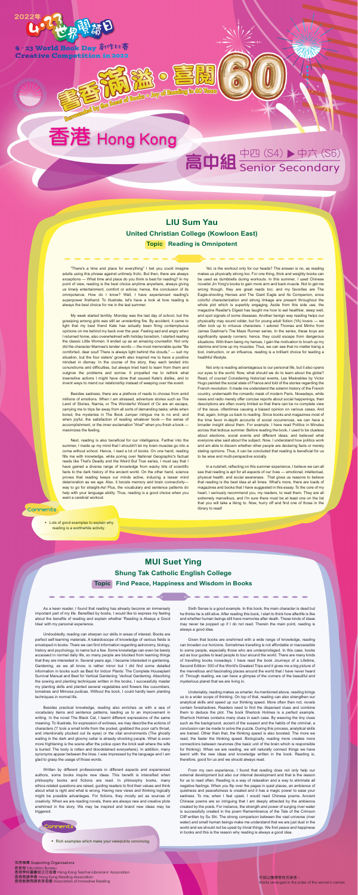2022年 4·23世界閱讀日

4·23 World Book Day 創作比賽
Creative Competition in 2022

書香滿溢·喜閱60

Surrounded by the Scent of Books · Joy of Reading in 60 Years

# 香港 Hong Kong

## 高中組 中四 (S4) ▶ 中六 (S6) Senior Secondary

## LIU Sum Yau

### United Christian College (Kowloon East)

**Topic** Reading is Omnipotent

"There's a time and place for everything" I bet you could imagine adults using this phrase against untimely frolic. But then, there are always exceptions — What time and place do you think is best for reading? In my point of view, reading is the best choice anytime anywhere, always giving us timely entertainment, comfort or advice; hence, the conclusion of its omnipotence. How do I know? Well, I have experienced reading's superpower firsthand. To illustrate, let's have a look at how reading is always the best choice for me in the last summer.

My week started terribly. Monday was the last day of school, but the gossiping among girls was still an unrelenting frolic. By accident, it came to light that my best friend Kate has actually been firing contemptuous opinions on me behind my back over the year. Feeling sad and angry when I returned home, also overwhelmed with holiday boredom, I started reading the classic Little Women. It ended up as an amazing counsellor. Not only did the character Marmee's tender words — the most memorable quote "Be comforted, dear soul! There is always light behind the clouds." — suit my situation, but the four sisters' growth also inspired me to have a positive mindset in dismay. In the course of the story, they each landed into conundrums and difficulties, but always tried hard to learn from them and outgrow the problems and sorrow. It propelled me to rethink what insensitive actions I might have done that caused Kate's dislike, and to invent ways to mend our relationship instead of weeping over the event.

Besides sadness, there are a plethora of reads to choose from amid millions of emotions. When I am stressed, adventure stories such as The Land of Stories, Narnia, or The Wonderful Wizard of Oz are an escape, carrying me to trips far away from all sorts of demanding tasks; while when bored, the mysteries in The Book Jumper intrigue me to no end; and when joyful, the satisfaction of reading whatever book — the sense of accomplishment, or the inner exclamation "Aha!" when you finish a book — maximizes the feeling.

Next, reading is also beneficial for our intelligence. Farther into the summer, I made up my mind that I shouldn't let my brain muscles go into a coma without school. Hence, I read a lot of books. On one hand, reading fills me with knowledge, while poring over National Geographic's factual reads like That's Deadly and the Weird But True series, I must say that I have gained a diverse range of knowledge from wacky bits of scientific facts to the dark history of the ancient world. On the other hand, science proves that reading keeps our minds active, inducing a lesser mind deterioration as we age. Also, it boosts memory and brain connectivity— way to go for straight-As! Plus, the vocabulary and sentence patterns do help with your language ability. Thus, reading is a good choice when you want a cerebral workout.

Yet, is the workout only for our heads? The answer is no, as reading makes us physically strong too. For one thing, thick and weighty books can be used as dumbbells during workouts. In this summer, I used Chinese novelist Jin Yong's books to gain more arm and back muscle. Not to get me wrong though, they are great reads too; and my favorites are The Eagle-shooting Heroes and The Giant Eagle and Its Companion, since colorful characterization and strong linkage are present throughout the whole plot which is superbly engaging. Aside from this side use, the magazine Reader's Digest has taught me how to eat healthier, sleep well, and spot signals of some diseases. Another benign way reading helps our physicality may sound odder, but for young adult fiction (YA) lovers — we often look up to virtuous characters. I adored Thomas and Minho from James Dashner's The Maze Runner series. In the series, these boys are significantly speedy runners; hence, they could escape from dangerous situations. With them being my heroes, I gain the motivation to brush up my stamina and tone up my muscles. Thus, we can see that no matter being a tool, instruction, or an influence, reading is a brilliant choice for leading a healthful lifestyle.

Not only is reading advantageous to our personal life, but it also opens our eyes to the world. Now, what should we do to learn about the globe? Read, of course! Considering historical events, Les Misérables by Victor Hugo painted the social state of France and told of the stories regarding the French revolution. It made me understand the solemn history of the French country, underneath the romantic mask of modern Paris. Nowadays, while news and radio merely offer concise reports about social happenings, their descriptions are often overly limited so that there can be no complete view of the issue, oftentimes causing a biased opinion on various cases. And that, again, brings us back to reading. Since books and magazines most of the time favor in-depth accounts of social occurrences, we can have a broader insight about them. For example, I have read Politics in Minutes across that tedious summer. Before reading the book, I used to be clueless about elections, social events and different ideas; and believed what everyone else said about the subject. Now, I understand how politics work and am able to discern whether other people are declaring facts or merely stating opinions. Thus, it can be concluded that reading is beneficial for us to be wise and multi-perspective socially.

In a nutshell, reflecting on this summer experience, I believe we can all see that reading is apt for all aspects of our lives — emotional, intellectual, physical health, and social awareness. That gives us reasons to believe that reading is the best idea at all times. What's more, there are loads of magazines and books that I have suggested in this essay. To the core of my heart, I seriously recommend you, my readers, to read them. They are all extremely marvellous, and I'm sure there must be at least one on the list that you will take a liking to. Now, hurry off and find one of those in the library to read!

**Comments**

- Lots of good examples to explain why reading is a worthwhile activity.

## MUI Suet Ying

### Shung Tak Catholic English College

**Topic** Find Peace, Happiness and Wisdom in Books

As a keen reader, I found that reading has already become an immensely important part of my life. Benefited by books, I would like to express my feeling about the benefits of reading and explain whether 'Reading is Always a Good Idea' with my personal experience.

Undoubtedly, reading can sharpen our skills in areas of interest. Books are perfect self-learning materials. A kaleidoscope of knowledge of various fields is enveloped in books. There we can find information regarding astronomy, biology, history and psychology, to name but a few. Some knowledge can even be barely accessed in normal daily life, so many people are blocked from learning things that they are interested in. Several years ago, I became interested in gardening. Gardening, as we all know, is rather minor but I did find some detailed information in books such as Best for Indoor Plants: The Complete Houseplant Survival Manual and Best for Vertical Gardening: Vertical Gardening. Absorbing the sowing and planting techniques written in the books, I successfully master my planting skills and planted several vegetables and flowers like cucumbers, tomatoes and Mimosa pudicas. Without the book, I could hardly learn planting techniques in normal life.

Besides practical knowledge, reading also enriches us with a sea of vocabulary items and sentence patterns, leading us to an improvement in writing. In the novel The Black Cat, I learnt different expressions of the same meaning. To illustrate, for expression of evilness, we may describe the actions of characters ('I' took a small knife from the pocket, grabbed the poor cat's throat, and intentionally plucked out its eyes) or the vital environments (The ghostly wailing in the dark and gloomy cellar is already shocking people. What is even more frightening is the scene after the police open the brick wall where the wife is buried: The body is rotten and bloodstained everywhere). In addition, many synonyms appear between the lines. I was impressed by the language and I am glad to grasp the usage of those words.

Written by different professionals in different aspects and experienced authors, some books inspire new ideas. This benefit is intensified when philosophy books and fictions are read. In philosophy books, many ethics-related questions are raised, guiding readers to find their values and think about what is right and what is wrong. Having new views and thinking logically might be possible advantages. For fictions, they mostly act as sources of creativity. When we are reading novels, there are always new and creative plots enshrined in the story. We may be inspired and brand new ideas may be triggered.

Sixth Sense is a good example. In this book, the main character is dead but he thinks he is still alive. After reading this book, I start to think how afterlife is like and whether human beings still have memories after death. These kinds of ideas may never be popped up if I do not read. Therein the main point, reading is always a good idea.

Given that books are enshrined with a wide range of knowledge, reading can broaden our horizons. Sometimes travelling is not affordable or inaccessible to some people, especially those who are underprivileged. In this case, books act as tour guides to lead people to tour around the world. There are many kinds of travelling books nowadays. I have read the book Journeys of a Lifetime, Second Edition: 500 of the World's Greatest Trips and it gives me a big picture of the marvellous and fascinating places around the world that I have never heard of. Through reading, we can have a glimpse of the corners of the beautiful and mysterious planet that we are living in.

Undeniably, reading makes us smarter. As mentioned above, reading brings us to a wider scope of thinking. On top of that, reading can also strengthen our analytical skills and speed up our thinking speed. More often than not, novels contain foreshadows. Readers need to find the dispersed clues and combine them to deduce the plot. The book Sherlock Holmes is a perfect example. Sherlock Holmes contains many clues in each case. By examining the tiny clues such as the background, accent of the suspect and the habits of the criminal, a conclusion can be made to solve the puzzle. During this process, analytical skills are trained. Other than that, the thinking speed is also boosted. The more we read, the faster the thinking speed. Biologically, reading more creates more connections between neurones (the basic unit of the brain which is responsible for thinking). When we are reading, we will naturally connect things we have learnt with the new ideas and knowledge written in the book. Reading is, therefore, good for us and we should always read.

From my own experience, I found that reading does not only help our external development but also our internal development and that is the reason for us to read often. Reading is a way of relaxation and a way to eliminate all negative feelings. When you flip over the pages in quiet places, an ambience of quietness and peacefulness is created and it has a magic power to ease your sadness. To me, when I feel upset, I would read Chinese poems. Ancient Chinese poems are so intriguing that I am deeply attracted by the ambience created by the poets. For instance, the strength and power of surging river water is successfully created in the poem Remembrance of the Tale of the Crimson Cliff written by Su Shi. The strong comparison between the vast universe (river water) and small human beings make me understand that we are just dust in the world and we should not be upset by trivial things. We find peace and happiness in books and this is the reason why reading is always a good idea.

**Comments**

- Rich examples which make your viewpoints convincing.

支持機構 Supporting Organisations
教育局 Education Bureau
香港學校圖書館主任協會 Hong Kong Teacher-Librarians' Association
香港閱讀學會 Hong Kong Reading Association
香港創意閱讀教育協會 Association of Innovative Reading

作品以獲獎者姓名排序。
Works arranged in the order of the winner's names.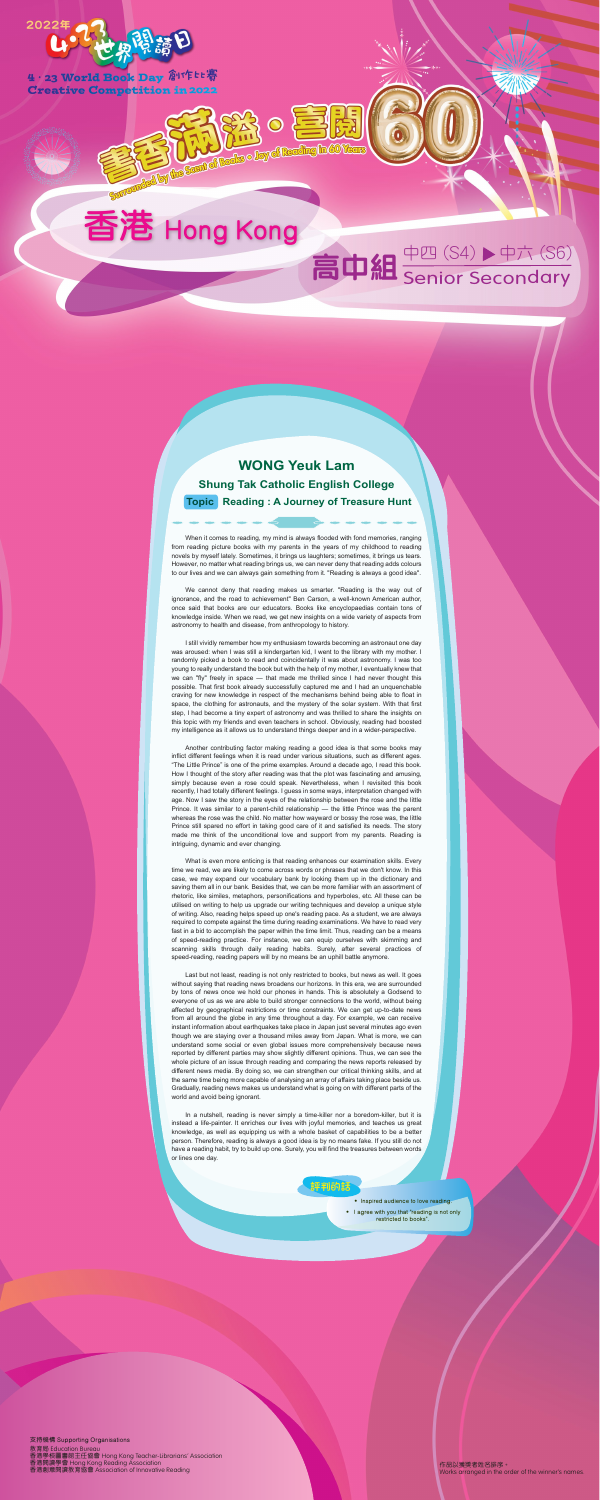2022年 4·23世界閱讀日

4·23 World Book Day 創作比賽
Creative Competition in 2022

書香滿溢·喜閱60

Surrounded by the Scent of Books · Joy of Reading in 60 Years

# 香港 Hong Kong

## 高中組 中四 (S4) ▶ 中六 (S6) Senior Secondary

### WONG Yeuk Lam

**Shung Tak Catholic English College**

**Topic Reading : A Journey of Treasure Hunt**

When it comes to reading, my mind is always flooded with fond memories, ranging from reading picture books with my parents in the years of my childhood to reading novels by myself lately. Sometimes, it brings us laughters; sometimes, it brings us tears. However, no matter what reading brings us, we can never deny that reading adds colours to our lives and we can always gain something from it. "Reading is always a good idea".

We cannot deny that reading makes us smarter. "Reading is the way out of ignorance, and the road to achievement!" Ben Carson, a well-known American author, once said that books are our educators. Books like encyclopaedias contain tons of knowledge inside. When we read, we get new insights on a wide variety of aspects from astronomy to health and disease, from anthropology to history.

I still vividly remember how my enthusiasm towards becoming an astronaut one day was aroused: when I was still a kindergarten kid, I went to the library with my mother. I randomly picked a book to read and coincidentally it was about astronomy. I was too young to really understand the book but with the help of my mother, I eventually knew that we can "fly" freely in space — that made me thrilled since I had never thought this possible. That first book already successfully captured me and I had an unquenchable craving for new knowledge in respect of the mechanisms behind being able to float in space, the clothing for astronauts, and the mystery of the solar system. With that first step, I had become a tiny expert of astronomy and was thrilled to share the insights on this topic with my friends and even teachers in school. Obviously, reading had boosted my intelligence as it allows us to understand things deeper and in a wider-perspective.

Another contributing factor making reading a good idea is that some books may inflict different feelings when it is read under various situations, such as different ages. "The Little Prince" is one of the prime examples. Around a decade ago, I read this book. How I thought of the story after reading was that the plot was fascinating and amusing, simply because even a rose could speak. Nevertheless, when I revisited this book recently, I had totally different feelings. I guess in some ways, interpretation changed with age. Now I saw the story in the eyes of the relationship between the rose and the little Prince. It was similar to a parent-child relationship — the little Prince was the parent whereas the rose was the child. No matter how wayward or bossy the rose was, the little Prince still spared no effort in taking good care of it and satisfied its needs. The story made me think of the unconditional love and support from my parents. Reading is intriguing, dynamic and ever changing.

What is even more enticing is that reading enhances our examination skills. Every time we read, we are likely to come across words or phrases that we don't know. In this case, we may expand our vocabulary bank by looking them up in the dictionary and saving them all in our bank. Besides that, we can be more familiar with an assortment of rhetoric, like similes, metaphors, personifications and hyperboles, etc. All these can be utilised on writing to help us upgrade our writing techniques and develop a unique style of writing. Also, reading helps speed up one's reading pace. As a student, we are always required to compete against the time during reading examinations. We have to read very fast in a bid to accomplish the paper within the time limit. Thus, reading can be a means of speed-reading practice. For instance, we can equip ourselves with skimming and scanning skills through daily reading habits. Surely, after several practices of speed-reading, reading papers will by no means be an uphill battle anymore.

Last but not least, reading is not only restricted to books, but news as well. It goes without saying that reading news broadens our horizons. In this era, we are surrounded by tons of news once we hold our phones in hands. This is absolutely a Godsend to everyone of us as we are able to build stronger connections to the world, without being affected by geographical restrictions or time constraints. We can get up-to-date news from all around the globe in any time throughout a day. For example, we can receive instant information about earthquakes take place in Japan just several minutes ago even though we are staying over a thousand miles away from Japan. What is more, we can understand some social or even global issues more comprehensively because news reported by different parties may show slightly different opinions. Thus, we can see the whole picture of an issue through reading and comparing the news reports released by different news media. By doing so, we can strengthen our critical thinking skills, and at the same time being more capable of analysing an array of affairs taking place beside us. Gradually, reading news makes us understand what is going on with different parts of the world and avoid being ignorant.

In a nutshell, reading is never simply a time-killer nor a boredom-killer, but it is instead a life-painter. It enriches our lives with joyful memories, and teaches us great knowledge, as well as equipping us with a whole basket of capabilities to be a better person. Therefore, reading is always a good idea is by no means fake. If you still do not have a reading habit, try to build up one. Surely, you will find the treasures between words or lines one day.

**評判評語**

- Inspired audience to love reading.
- I agree with you that "reading is not only restricted to books".

支持機構 Supporting Organisations

教育局 Education Bureau

香港學校圖書館主任協會 Hong Kong Teacher-Librarians' Association

香港閱讀學會 Hong Kong Reading Association

香港創意閱讀教育協會 Association of Innovative Reading

作品以獲獎者姓名排序。
Works arranged in the order of the winner's names.